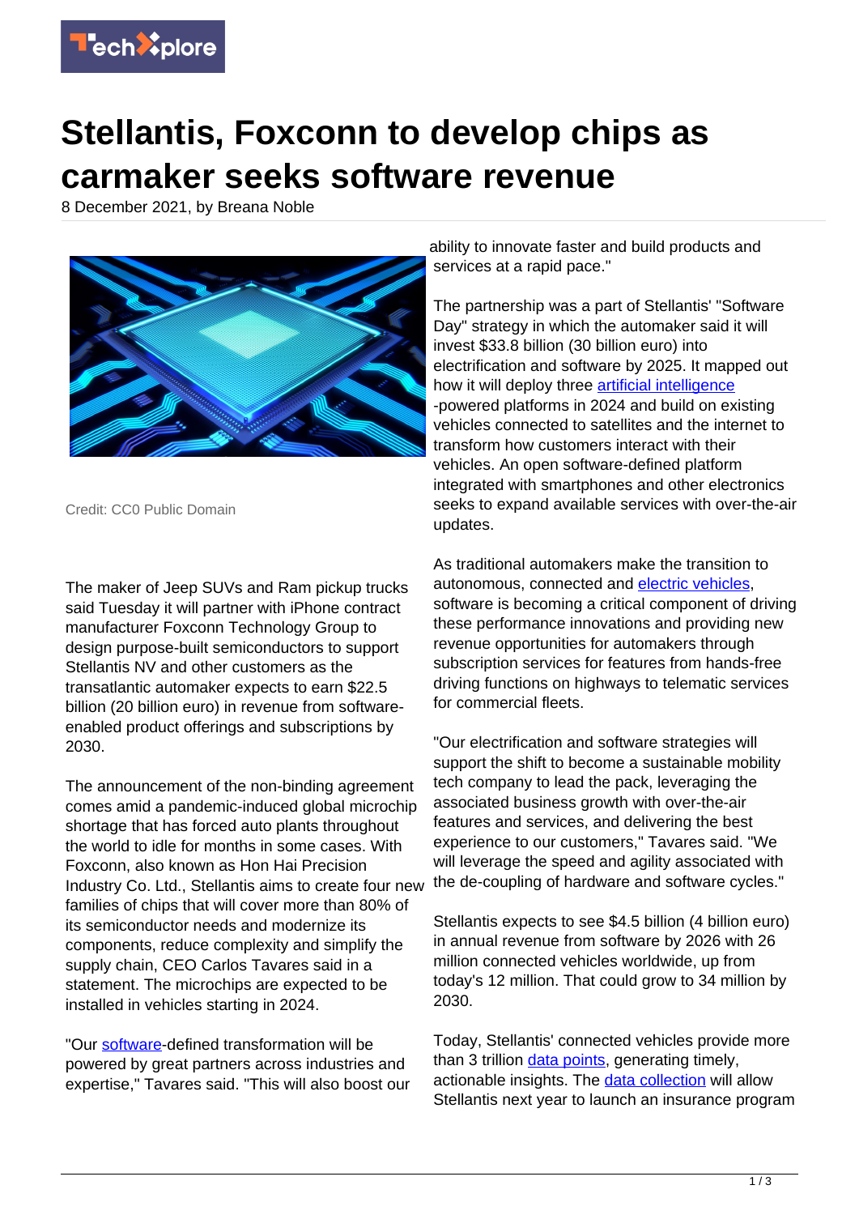# Stellantis, Foxconn to develop chips as carmaker seeks software revenue

8 December 2021, by Breana Noble

Credit: CC0 Public Domain

The maker of Jeep SUVs and Ram pickup trucks said Tuesday it will partner with iPhone contract manufacturer Foxconn Technology Group to design purpose-built semiconductors to support Stellantis NV and other customers as the transatlantic automaker expects to earn $22.5 billion (20 billion euro) in revenue from software-enabled product offerings and subscriptions by 2030.

The announcement of the non-binding agreement comes amid a pandemic-induced global microchip shortage that has forced auto plants throughout the world to idle for months in some cases. With Foxconn, also known as Hon Hai Precision Industry Co. Ltd., Stellantis aims to create four new families of chips that will cover more than 80% of its semiconductor needs and modernize its components, reduce complexity and simplify the supply chain, CEO Carlos Tavares said in a statement. The microchips are expected to be installed in vehicles starting in 2024.

"Our software-defined transformation will be powered by great partners across industries and expertise," Tavares said. "This will also boost our ability to innovate faster and build products and services at a rapid pace."

The partnership was a part of Stellantis' "Software Day" strategy in which the automaker said it will invest $33.8 billion (30 billion euro) into electrification and software by 2025. It mapped out how it will deploy three artificial intelligence -powered platforms in 2024 and build on existing vehicles connected to satellites and the internet to transform how customers interact with their vehicles. An open software-defined platform integrated with smartphones and other electronics seeks to expand available services with over-the-air updates.

As traditional automakers make the transition to autonomous, connected and electric vehicles, software is becoming a critical component of driving these performance innovations and providing new revenue opportunities for automakers through subscription services for features from hands-free driving functions on highways to telematic services for commercial fleets.

"Our electrification and software strategies will support the shift to become a sustainable mobility tech company to lead the pack, leveraging the associated business growth with over-the-air features and services, and delivering the best experience to our customers," Tavares said. "We will leverage the speed and agility associated with the de-coupling of hardware and software cycles."

Stellantis expects to see $4.5 billion (4 billion euro) in annual revenue from software by 2026 with 26 million connected vehicles worldwide, up from today's 12 million. That could grow to 34 million by 2030.

Today, Stellantis' connected vehicles provide more than 3 trillion data points, generating timely, actionable insights. The data collection will allow Stellantis next year to launch an insurance program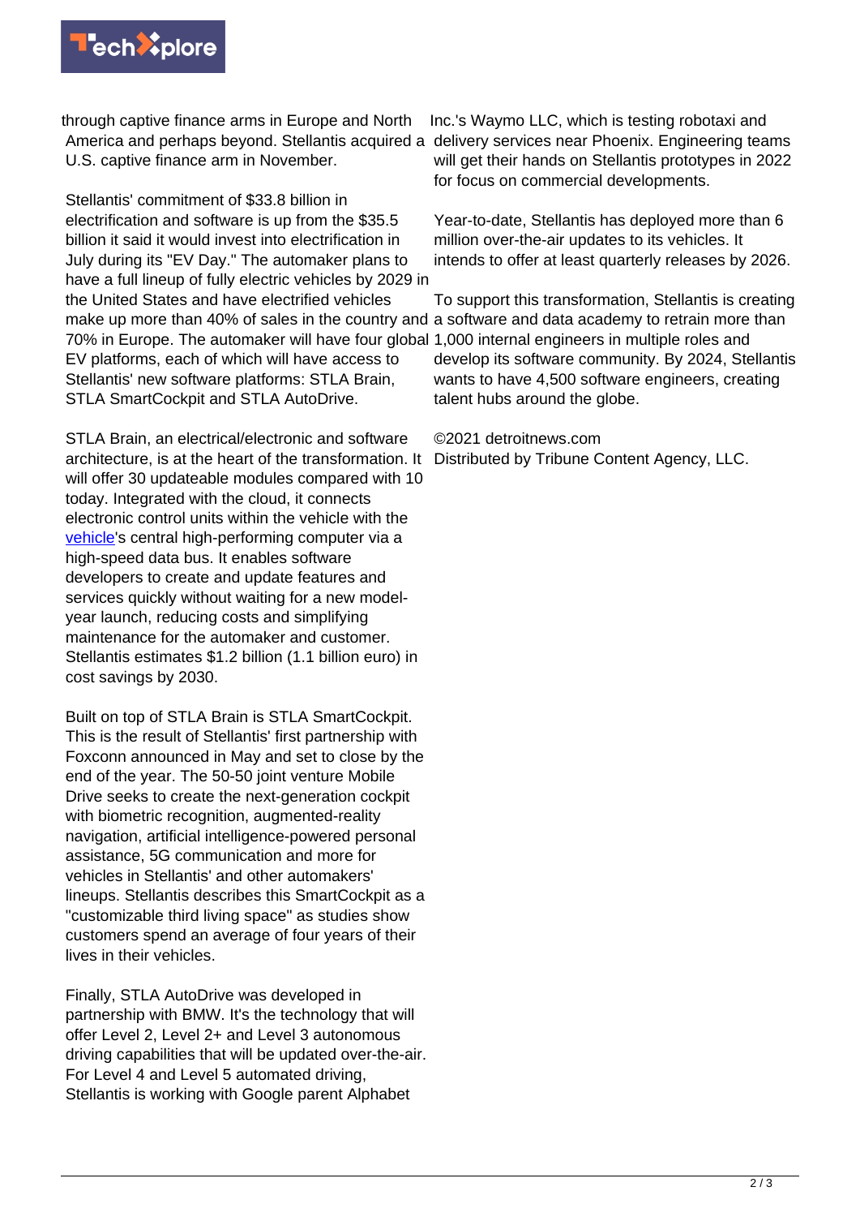through captive finance arms in Europe and North America and perhaps beyond. Stellantis acquired a U.S. captive finance arm in November.

Stellantis' commitment of $33.8 billion in electrification and software is up from the $35.5 billion it said it would invest into electrification in July during its "EV Day." The automaker plans to have a full lineup of fully electric vehicles by 2029 in the United States and have electrified vehicles make up more than 40% of sales in the country and 70% in Europe. The automaker will have four global EV platforms, each of which will have access to Stellantis' new software platforms: STLA Brain, STLA SmartCockpit and STLA AutoDrive.

STLA Brain, an electrical/electronic and software architecture, is at the heart of the transformation. It will offer 30 updateable modules compared with 10 today. Integrated with the cloud, it connects electronic control units within the vehicle with the vehicle's central high-performing computer via a high-speed data bus. It enables software developers to create and update features and services quickly without waiting for a new model-year launch, reducing costs and simplifying maintenance for the automaker and customer. Stellantis estimates $1.2 billion (1.1 billion euro) in cost savings by 2030.

Built on top of STLA Brain is STLA SmartCockpit. This is the result of Stellantis' first partnership with Foxconn announced in May and set to close by the end of the year. The 50-50 joint venture Mobile Drive seeks to create the next-generation cockpit with biometric recognition, augmented-reality navigation, artificial intelligence-powered personal assistance, 5G communication and more for vehicles in Stellantis' and other automakers' lineups. Stellantis describes this SmartCockpit as a "customizable third living space" as studies show customers spend an average of four years of their lives in their vehicles.

Finally, STLA AutoDrive was developed in partnership with BMW. It's the technology that will offer Level 2, Level 2+ and Level 3 autonomous driving capabilities that will be updated over-the-air. For Level 4 and Level 5 automated driving, Stellantis is working with Google parent Alphabet Inc.'s Waymo LLC, which is testing robotaxi and delivery services near Phoenix. Engineering teams will get their hands on Stellantis prototypes in 2022 for focus on commercial developments.

Year-to-date, Stellantis has deployed more than 6 million over-the-air updates to its vehicles. It intends to offer at least quarterly releases by 2026.

To support this transformation, Stellantis is creating a software and data academy to retrain more than 1,000 internal engineers in multiple roles and develop its software community. By 2024, Stellantis wants to have 4,500 software engineers, creating talent hubs around the globe.

©2021 detroitnews.com
Distributed by Tribune Content Agency, LLC.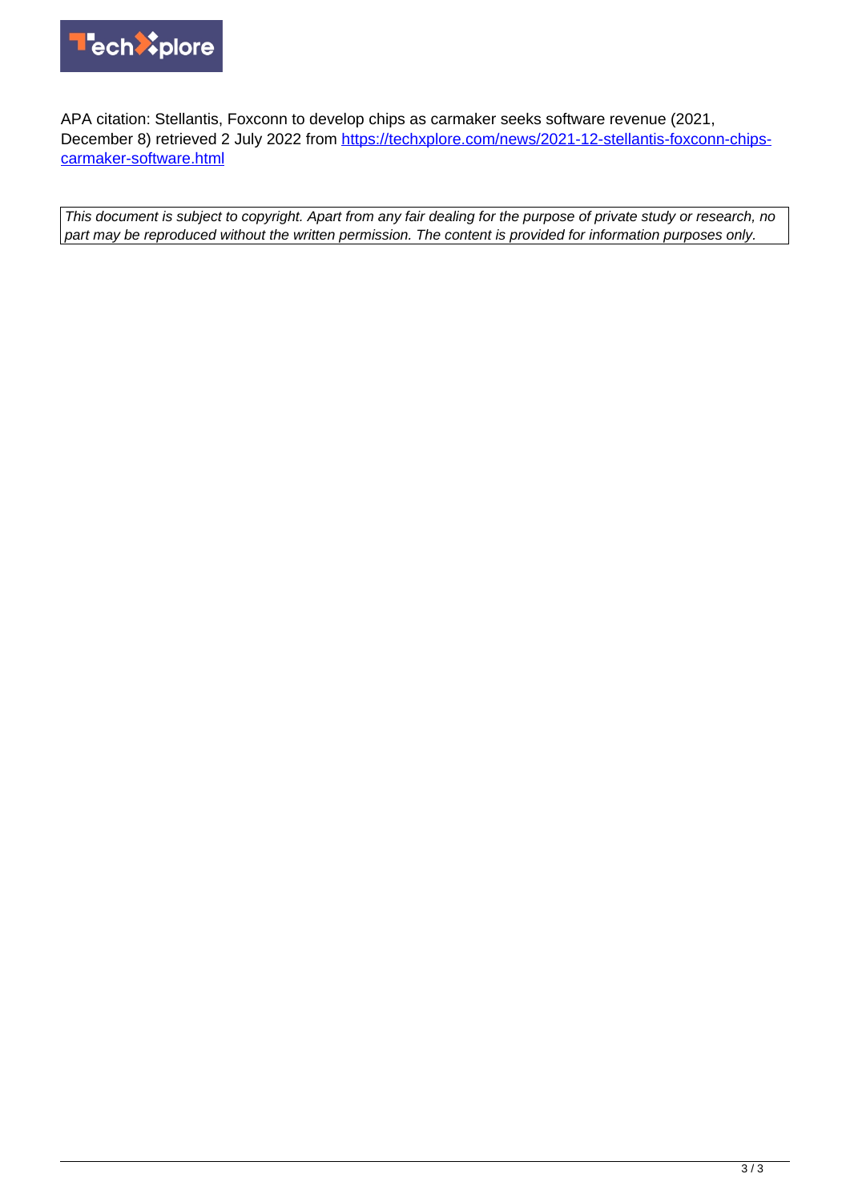APA citation: Stellantis, Foxconn to develop chips as carmaker seeks software revenue (2021, December 8) retrieved 2 July 2022 from [https://techxplore.com/news/2021-12-stellantis-foxconn-chips-carmaker-software.html](https://techxplore.com/news/2021-12-stellantis-foxconn-chips-carmaker-software.html)

*This document is subject to copyright. Apart from any fair dealing for the purpose of private study or research, no part may be reproduced without the written permission. The content is provided for information purposes only.*